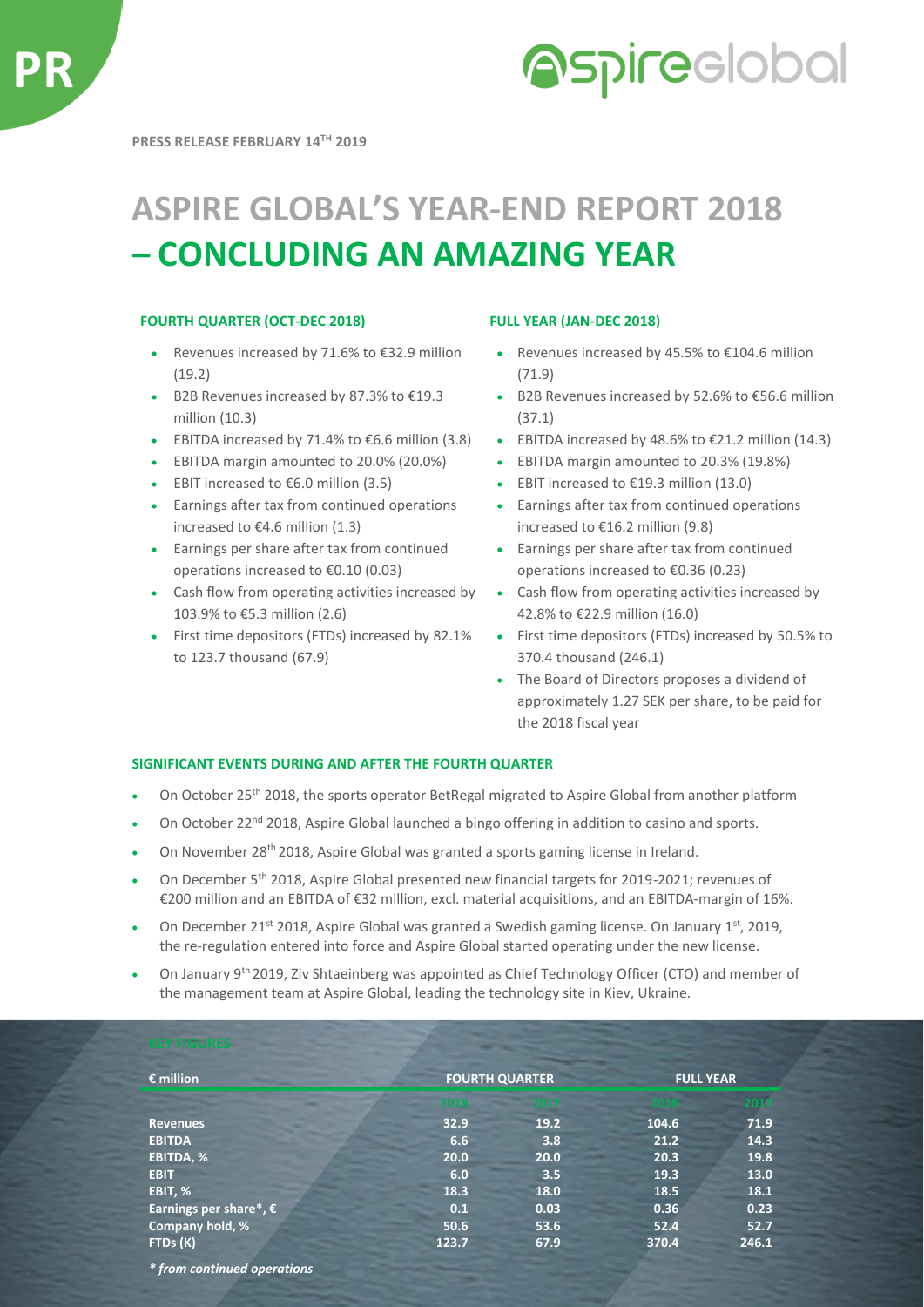PR

PRESS RELEASE FEBRUARY 14TH 2019

# ASPIRE GLOBAL'S YEAR-END REPORT 2018 – CONCLUDING AN AMAZING YEAR

### FOURTH QUARTER (OCT-DEC 2018)

- Revenues increased by 71.6% to €32.9 million (19.2)
- B2B Revenues increased by 87.3% to €19.3 million (10.3)
- EBITDA increased by 71.4% to €6.6 million (3.8)
- EBITDA margin amounted to 20.0% (20.0%)
- EBIT increased to €6.0 million (3.5)
- Earnings after tax from continued operations increased to €4.6 million (1.3)
- Earnings per share after tax from continued operations increased to €0.10 (0.03)
- Cash flow from operating activities increased by 103.9% to €5.3 million (2.6)
- First time depositors (FTDs) increased by 82.1% to 123.7 thousand (67.9)

### FULL YEAR (JAN-DEC 2018)

- Revenues increased by 45.5% to €104.6 million (71.9)
- B2B Revenues increased by 52.6% to €56.6 million (37.1)
- EBITDA increased by 48.6% to €21.2 million (14.3)
- EBITDA margin amounted to 20.3% (19.8%)
- EBIT increased to €19.3 million (13.0)
- Earnings after tax from continued operations increased to €16.2 million (9.8)
- Earnings per share after tax from continued operations increased to €0.36 (0.23)
- Cash flow from operating activities increased by 42.8% to €22.9 million (16.0)
- First time depositors (FTDs) increased by 50.5% to 370.4 thousand (246.1)
- The Board of Directors proposes a dividend of approximately 1.27 SEK per share, to be paid for the 2018 fiscal year

### SIGNIFICANT EVENTS DURING AND AFTER THE FOURTH QUARTER

- On October 25th 2018, the sports operator BetRegal migrated to Aspire Global from another platform
- On October 22nd 2018, Aspire Global launched a bingo offering in addition to casino and sports.
- On November 28th 2018, Aspire Global was granted a sports gaming license in Ireland.
- On December 5th 2018, Aspire Global presented new financial targets for 2019-2021; revenues of €200 million and an EBITDA of €32 million, excl. material acquisitions, and an EBITDA-margin of 16%.
- On December 21st 2018, Aspire Global was granted a Swedish gaming license. On January 1st, 2019, the re-regulation entered into force and Aspire Global started operating under the new license.
- On January 9th 2019, Ziv Shtaeinberg was appointed as Chief Technology Officer (CTO) and member of the management team at Aspire Global, leading the technology site in Kiev, Ukraine.

### KEY FIGURES

| € million | FOURTH QUARTER | | FULL YEAR | |
|---|---|---|---|---|
| | 2018 | 2017 | 2018 | 2017 |
| Revenues | 32.9 | 19.2 | 104.6 | 71.9 |
| EBITDA | 6.6 | 3.8 | 21.2 | 14.3 |
| EBITDA, % | 20.0 | 20.0 | 20.3 | 19.8 |
| EBIT | 6.0 | 3.5 | 19.3 | 13.0 |
| EBIT, % | 18.3 | 18.0 | 18.5 | 18.1 |
| Earnings per share*, € | 0.1 | 0.03 | 0.36 | 0.23 |
| Company hold, % | 50.6 | 53.6 | 52.4 | 52.7 |
| FTDs (K) | 123.7 | 67.9 | 370.4 | 246.1 |

*\* from continued operations*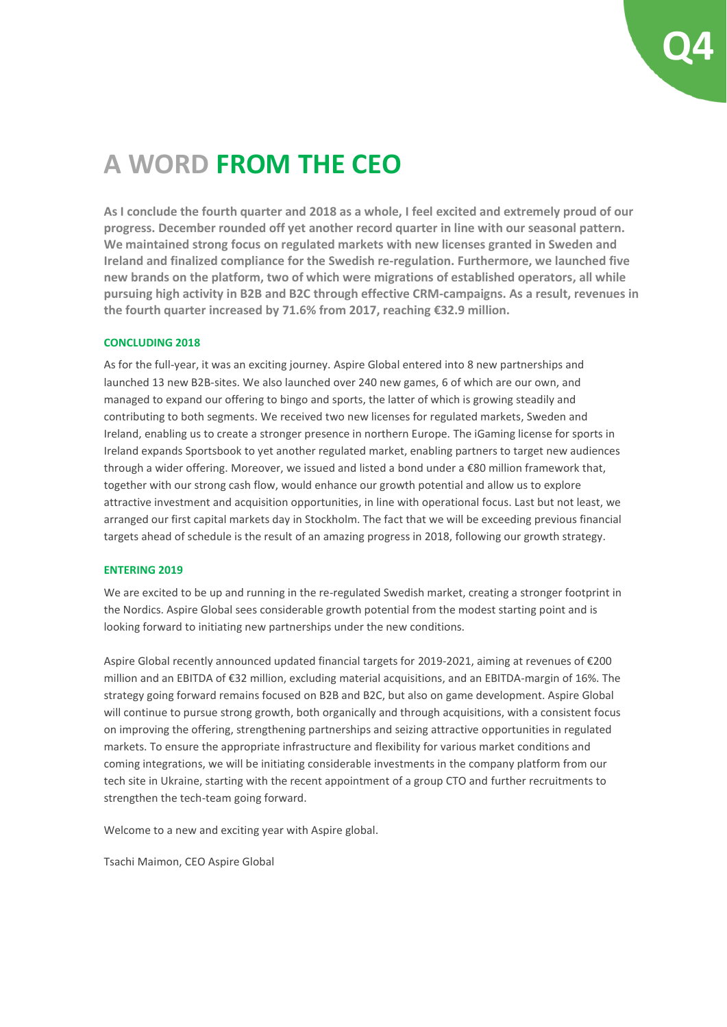# A WORD FROM THE CEO

**As I conclude the fourth quarter and 2018 as a whole, I feel excited and extremely proud of our progress. December rounded off yet another record quarter in line with our seasonal pattern. We maintained strong focus on regulated markets with new licenses granted in Sweden and Ireland and finalized compliance for the Swedish re-regulation. Furthermore, we launched five new brands on the platform, two of which were migrations of established operators, all while pursuing high activity in B2B and B2C through effective CRM-campaigns. As a result, revenues in the fourth quarter increased by 71.6% from 2017, reaching €32.9 million.**

#### CONCLUDING 2018

As for the full-year, it was an exciting journey. Aspire Global entered into 8 new partnerships and launched 13 new B2B-sites. We also launched over 240 new games, 6 of which are our own, and managed to expand our offering to bingo and sports, the latter of which is growing steadily and contributing to both segments. We received two new licenses for regulated markets, Sweden and Ireland, enabling us to create a stronger presence in northern Europe. The iGaming license for sports in Ireland expands Sportsbook to yet another regulated market, enabling partners to target new audiences through a wider offering. Moreover, we issued and listed a bond under a €80 million framework that, together with our strong cash flow, would enhance our growth potential and allow us to explore attractive investment and acquisition opportunities, in line with operational focus. Last but not least, we arranged our first capital markets day in Stockholm. The fact that we will be exceeding previous financial targets ahead of schedule is the result of an amazing progress in 2018, following our growth strategy.

#### ENTERING 2019

We are excited to be up and running in the re-regulated Swedish market, creating a stronger footprint in the Nordics. Aspire Global sees considerable growth potential from the modest starting point and is looking forward to initiating new partnerships under the new conditions.

Aspire Global recently announced updated financial targets for 2019-2021, aiming at revenues of €200 million and an EBITDA of €32 million, excluding material acquisitions, and an EBITDA-margin of 16%. The strategy going forward remains focused on B2B and B2C, but also on game development. Aspire Global will continue to pursue strong growth, both organically and through acquisitions, with a consistent focus on improving the offering, strengthening partnerships and seizing attractive opportunities in regulated markets. To ensure the appropriate infrastructure and flexibility for various market conditions and coming integrations, we will be initiating considerable investments in the company platform from our tech site in Ukraine, starting with the recent appointment of a group CTO and further recruitments to strengthen the tech-team going forward.

Welcome to a new and exciting year with Aspire global.

Tsachi Maimon, CEO Aspire Global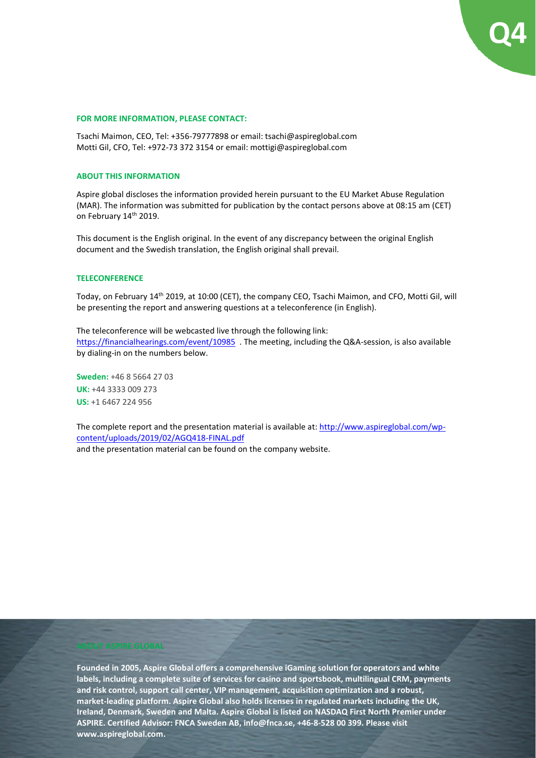# Q4

**FOR MORE INFORMATION, PLEASE CONTACT:**

Tsachi Maimon, CEO, Tel: +356-79777898 or email: tsachi@aspireglobal.com
Motti Gil, CFO, Tel: +972-73 372 3154 or email: mottigi@aspireglobal.com

**ABOUT THIS INFORMATION**

Aspire global discloses the information provided herein pursuant to the EU Market Abuse Regulation (MAR). The information was submitted for publication by the contact persons above at 08:15 am (CET) on February 14th 2019.

This document is the English original. In the event of any discrepancy between the original English document and the Swedish translation, the English original shall prevail.

**TELECONFERENCE**

Today, on February 14th 2019, at 10:00 (CET), the company CEO, Tsachi Maimon, and CFO, Motti Gil, will be presenting the report and answering questions at a teleconference (in English).

The teleconference will be webcasted live through the following link: https://financialhearings.com/event/10985 . The meeting, including the Q&A-session, is also available by dialing-in on the numbers below.

**Sweden:** +46 8 5664 27 03
**UK:** +44 3333 009 273
**US:** +1 6467 224 956

The complete report and the presentation material is available at: http://www.aspireglobal.com/wp-content/uploads/2019/02/AGQ418-FINAL.pdf
and the presentation material can be found on the company website.

**ABOUT ASPIRE GLOBAL**

**Founded in 2005, Aspire Global offers a comprehensive iGaming solution for operators and white labels, including a complete suite of services for casino and sportsbook, multilingual CRM, payments and risk control, support call center, VIP management, acquisition optimization and a robust, market-leading platform. Aspire Global also holds licenses in regulated markets including the UK, Ireland, Denmark, Sweden and Malta. Aspire Global is listed on NASDAQ First North Premier under ASPIRE. Certified Advisor: FNCA Sweden AB, info@fnca.se, +46-8-528 00 399. Please visit www.aspireglobal.com.**